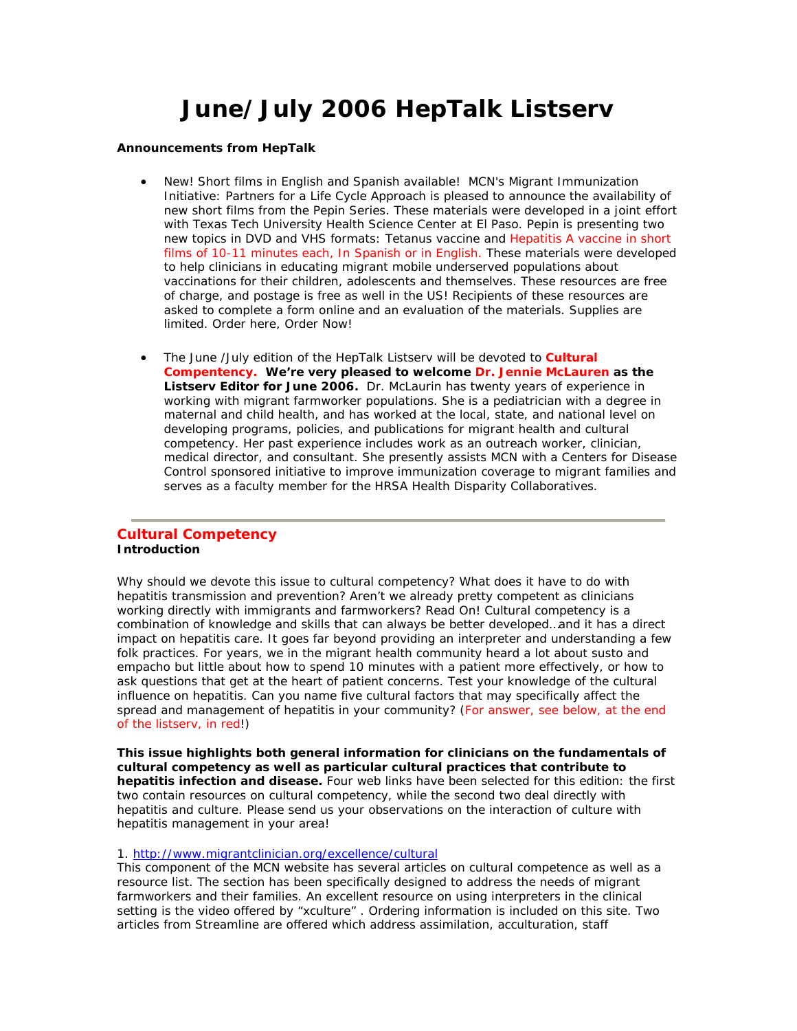# June/July 2006 HepTalk Listserv

**Announcements from HepTalk**

- New! Short films in English and Spanish available! MCN's Migrant Immunization Initiative: Partners for a Life Cycle Approach is pleased to announce the availability of new short films from the Pepin Series. These materials were developed in a joint effort with Texas Tech University Health Science Center at El Paso. Pepin is presenting two new topics in DVD and VHS formats: Tetanus vaccine and Hepatitis A vaccine in short films of 10-11 minutes each, In Spanish or in English. These materials were developed to help clinicians in educating migrant mobile underserved populations about vaccinations for their children, adolescents and themselves. These resources are free of charge, and postage is free as well in the US! Recipients of these resources are asked to complete a form online and an evaluation of the materials. Supplies are limited. Order here, Order Now!

- The June /July edition of the HepTalk Listserv will be devoted to **Cultural Compentency. We're very pleased to welcome Dr. Jennie McLauren as the Listserv Editor for June 2006.** Dr. McLaurin has twenty years of experience in working with migrant farmworker populations. She is a pediatrician with a degree in maternal and child health, and has worked at the local, state, and national level on developing programs, policies, and publications for migrant health and cultural competency. Her past experience includes work as an outreach worker, clinician, medical director, and consultant. She presently assists MCN with a Centers for Disease Control sponsored initiative to improve immunization coverage to migrant families and serves as a faculty member for the HRSA Health Disparity Collaboratives.

---

## Cultural Competency

**Introduction**

Why should we devote this issue to cultural competency? What does it have to do with hepatitis transmission and prevention? Aren't we already pretty competent as clinicians working directly with immigrants and farmworkers? Read On! Cultural competency is a combination of knowledge and skills that can always be better developed…and it has a direct impact on hepatitis care. It goes far beyond providing an interpreter and understanding a few folk practices. For years, we in the migrant health community heard a lot about susto and empacho but little about how to spend 10 minutes with a patient more effectively, or how to ask questions that get at the heart of patient concerns. Test your knowledge of the cultural influence on hepatitis. Can you name five cultural factors that may specifically affect the spread and management of hepatitis in your community? (For answer, see below, at the end of the listserv, in red!)

**This issue highlights both general information for clinicians on the fundamentals of cultural competency as well as particular cultural practices that contribute to hepatitis infection and disease.** Four web links have been selected for this edition: the first two contain resources on cultural competency, while the second two deal directly with hepatitis and culture. Please send us your observations on the interaction of culture with hepatitis management in your area!

1. http://www.migrantclinician.org/excellence/cultural
This component of the MCN website has several articles on cultural competence as well as a resource list. The section has been specifically designed to address the needs of migrant farmworkers and their families. An excellent resource on using interpreters in the clinical setting is the video offered by "xculture" . Ordering information is included on this site. Two articles from Streamline are offered which address assimilation, acculturation, staff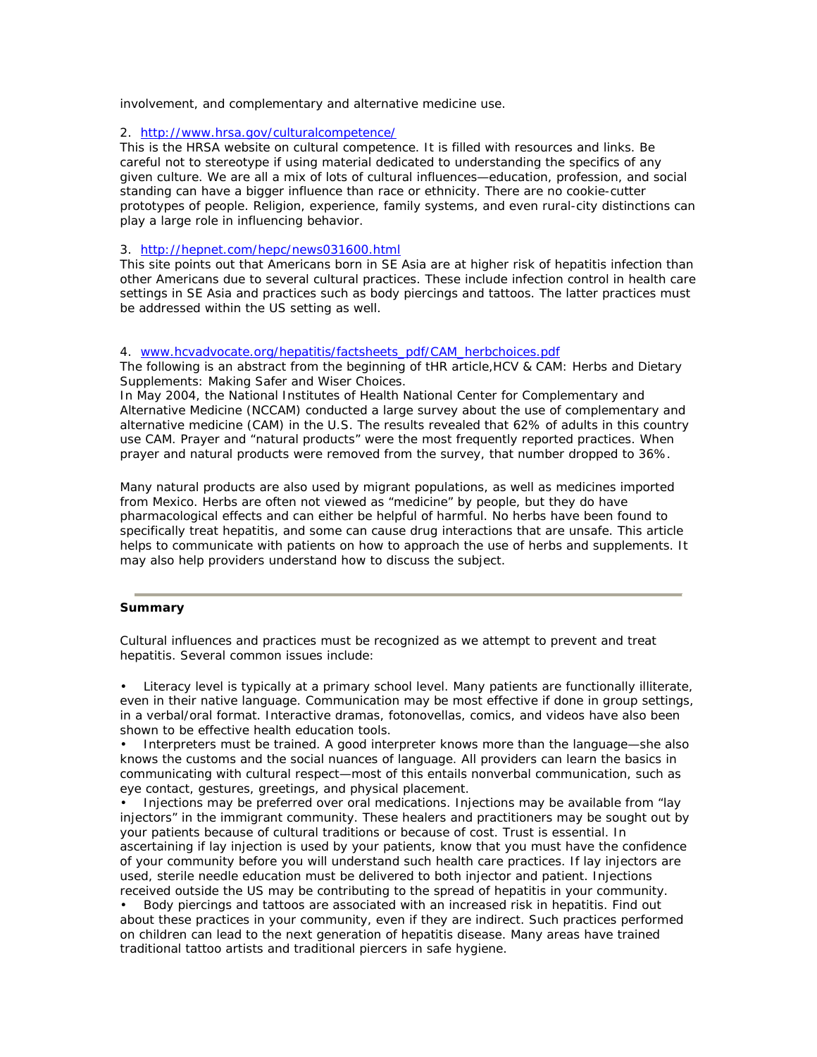involvement, and complementary and alternative medicine use.

2. [http://www.hrsa.gov/culturalcompetence/](http://www.hrsa.gov/culturalcompetence/)
This is the HRSA website on cultural competence. It is filled with resources and links. Be careful not to stereotype if using material dedicated to understanding the specifics of any given culture. We are all a mix of lots of cultural influences—education, profession, and social standing can have a bigger influence than race or ethnicity. There are no cookie-cutter prototypes of people. Religion, experience, family systems, and even rural-city distinctions can play a large role in influencing behavior.

3. [http://hepnet.com/hepc/news031600.html](http://hepnet.com/hepc/news031600.html)
This site points out that Americans born in SE Asia are at higher risk of hepatitis infection than other Americans due to several cultural practices. These include infection control in health care settings in SE Asia and practices such as body piercings and tattoos. The latter practices must be addressed within the US setting as well.

4. [www.hcvadvocate.org/hepatitis/factsheets_pdf/CAM_herbchoices.pdf](www.hcvadvocate.org/hepatitis/factsheets_pdf/CAM_herbchoices.pdf)
The following is an abstract from the beginning of tHR article,HCV & CAM: Herbs and Dietary Supplements: Making Safer and Wiser Choices.
In May 2004, the National Institutes of Health National Center for Complementary and Alternative Medicine (NCCAM) conducted a large survey about the use of complementary and alternative medicine (CAM) in the U.S. The results revealed that 62% of adults in this country use CAM. Prayer and "natural products" were the most frequently reported practices. When prayer and natural products were removed from the survey, that number dropped to 36%.

Many natural products are also used by migrant populations, as well as medicines imported from Mexico. Herbs are often not viewed as "medicine" by people, but they do have pharmacological effects and can either be helpful of harmful. No herbs have been found to specifically treat hepatitis, and some can cause drug interactions that are unsafe. This article helps to communicate with patients on how to approach the use of herbs and supplements. It may also help providers understand how to discuss the subject.

---

**Summary**

Cultural influences and practices must be recognized as we attempt to prevent and treat hepatitis. Several common issues include:

- Literacy level is typically at a primary school level. Many patients are functionally illiterate, even in their native language. Communication may be most effective if done in group settings, in a verbal/oral format. Interactive dramas, fotonovellas, comics, and videos have also been shown to be effective health education tools.
- Interpreters must be trained. A good interpreter knows more than the language—she also knows the customs and the social nuances of language. All providers can learn the basics in communicating with cultural respect—most of this entails nonverbal communication, such as eye contact, gestures, greetings, and physical placement.
- Injections may be preferred over oral medications. Injections may be available from "lay injectors" in the immigrant community. These healers and practitioners may be sought out by your patients because of cultural traditions or because of cost. Trust is essential. In ascertaining if lay injection is used by your patients, know that you must have the confidence of your community before you will understand such health care practices. If lay injectors are used, sterile needle education must be delivered to both injector and patient. Injections received outside the US may be contributing to the spread of hepatitis in your community.
- Body piercings and tattoos are associated with an increased risk in hepatitis. Find out about these practices in your community, even if they are indirect. Such practices performed on children can lead to the next generation of hepatitis disease. Many areas have trained traditional tattoo artists and traditional piercers in safe hygiene.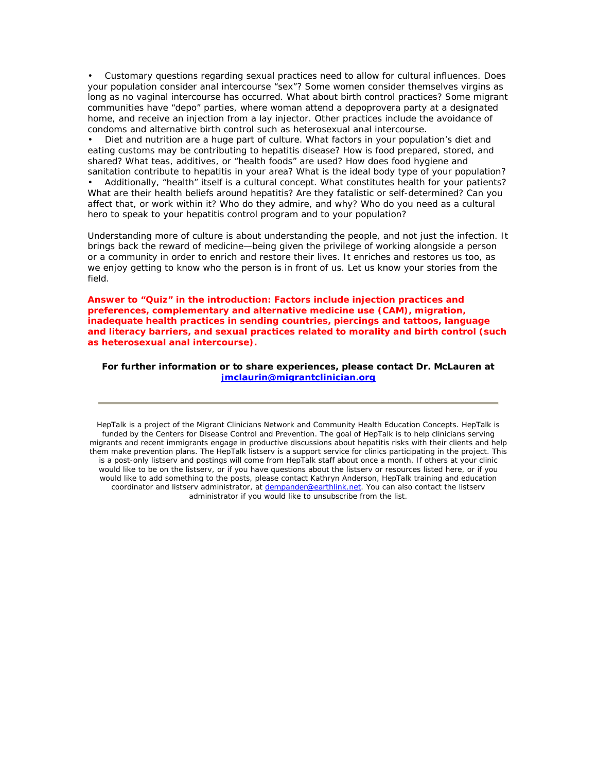- Customary questions regarding sexual practices need to allow for cultural influences. Does your population consider anal intercourse "sex"? Some women consider themselves virgins as long as no vaginal intercourse has occurred. What about birth control practices? Some migrant communities have "depo" parties, where woman attend a depoprovera party at a designated home, and receive an injection from a lay injector. Other practices include the avoidance of condoms and alternative birth control such as heterosexual anal intercourse.
- Diet and nutrition are a huge part of culture. What factors in your population's diet and eating customs may be contributing to hepatitis disease? How is food prepared, stored, and shared? What teas, additives, or "health foods" are used? How does food hygiene and sanitation contribute to hepatitis in your area? What is the ideal body type of your population?
- Additionally, "health" itself is a cultural concept. What constitutes health for your patients? What are their health beliefs around hepatitis? Are they fatalistic or self-determined? Can you affect that, or work within it? Who do they admire, and why? Who do you need as a cultural hero to speak to your hepatitis control program and to your population?

Understanding more of culture is about understanding the people, and not just the infection. It brings back the reward of medicine—being given the privilege of working alongside a person or a community in order to enrich and restore their lives. It enriches and restores us too, as we enjoy getting to know who the person is in front of us. Let us know your stories from the field.

**Answer to "Quiz" in the introduction: Factors include injection practices and preferences, complementary and alternative medicine use (CAM), migration, inadequate health practices in sending countries, piercings and tattoos, language and literacy barriers, and sexual practices related to morality and birth control (such as heterosexual anal intercourse).**

**For further information or to share experiences, please contact Dr. McLauren at jmclaurin@migrantclinician.org**

---

HepTalk is a project of the Migrant Clinicians Network and Community Health Education Concepts. HepTalk is funded by the Centers for Disease Control and Prevention. The goal of HepTalk is to help clinicians serving migrants and recent immigrants engage in productive discussions about hepatitis risks with their clients and help them make prevention plans. The HepTalk listserv is a support service for clinics participating in the project. This is a post-only listserv and postings will come from HepTalk staff about once a month. If others at your clinic would like to be on the listserv, or if you have questions about the listserv or resources listed here, or if you would like to add something to the posts, please contact Kathryn Anderson, HepTalk training and education coordinator and listserv administrator, at dempander@earthlink.net. You can also contact the listserv administrator if you would like to unsubscribe from the list.